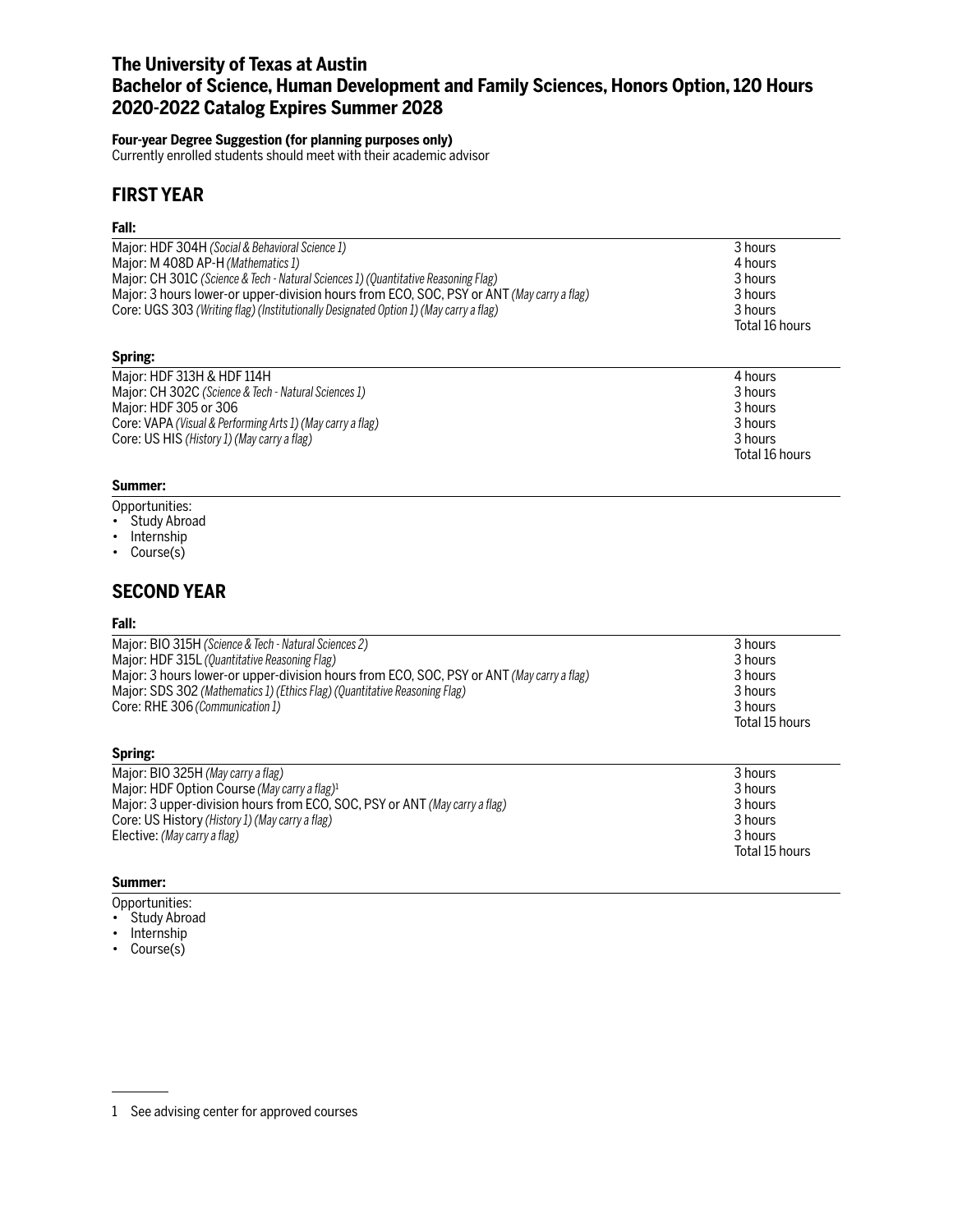# The University of Texas at Austin
# Bachelor of Science, Human Development and Family Sciences, Honors Option, 120 Hours
# 2020-2022 Catalog Expires Summer 2028

**Four-year Degree Suggestion (for planning purposes only)**
Currently enrolled students should meet with their academic advisor

## FIRST YEAR

### Fall:

| | |
|---|---|
| Major: HDF 304H *(Social & Behavioral Science 1)* | 3 hours |
| Major: M 408D AP-H *(Mathematics 1)* | 4 hours |
| Major: CH 301C *(Science & Tech - Natural Sciences 1) (Quantitative Reasoning Flag)* | 3 hours |
| Major: 3 hours lower-or upper-division hours from ECO, SOC, PSY or ANT *(May carry a flag)* | 3 hours |
| Core: UGS 303 *(Writing flag) (Institutionally Designated Option 1) (May carry a flag)* | 3 hours |
| | Total 16 hours |

### Spring:

| | |
|---|---|
| Major: HDF 313H & HDF 114H | 4 hours |
| Major: CH 302C *(Science & Tech - Natural Sciences 1)* | 3 hours |
| Major: HDF 305 or 306 | 3 hours |
| Core: VAPA *(Visual & Performing Arts 1) (May carry a flag)* | 3 hours |
| Core: US HIS *(History 1) (May carry a flag)* | 3 hours |
| | Total 16 hours |

### Summer:

Opportunities:
- Study Abroad
- Internship
- Course(s)

## SECOND YEAR

### Fall:

| | |
|---|---|
| Major: BIO 315H *(Science & Tech - Natural Sciences 2)* | 3 hours |
| Major: HDF 315L *(Quantitative Reasoning Flag)* | 3 hours |
| Major: 3 hours lower-or upper-division hours from ECO, SOC, PSY or ANT *(May carry a flag)* | 3 hours |
| Major: SDS 302 *(Mathematics 1) (Ethics Flag) (Quantitative Reasoning Flag)* | 3 hours |
| Core: RHE 306 *(Communication 1)* | 3 hours |
| | Total 15 hours |

### Spring:

| | |
|---|---|
| Major: BIO 325H *(May carry a flag)* | 3 hours |
| Major: HDF Option Course *(May carry a flag)*[1] | 3 hours |
| Major: 3 upper-division hours from ECO, SOC, PSY or ANT *(May carry a flag)* | 3 hours |
| Core: US History *(History 1) (May carry a flag)* | 3 hours |
| Elective: *(May carry a flag)* | 3 hours |
| | Total 15 hours |

### Summer:

Opportunities:
- Study Abroad
- Internship
- Course(s)

---

1 See advising center for approved courses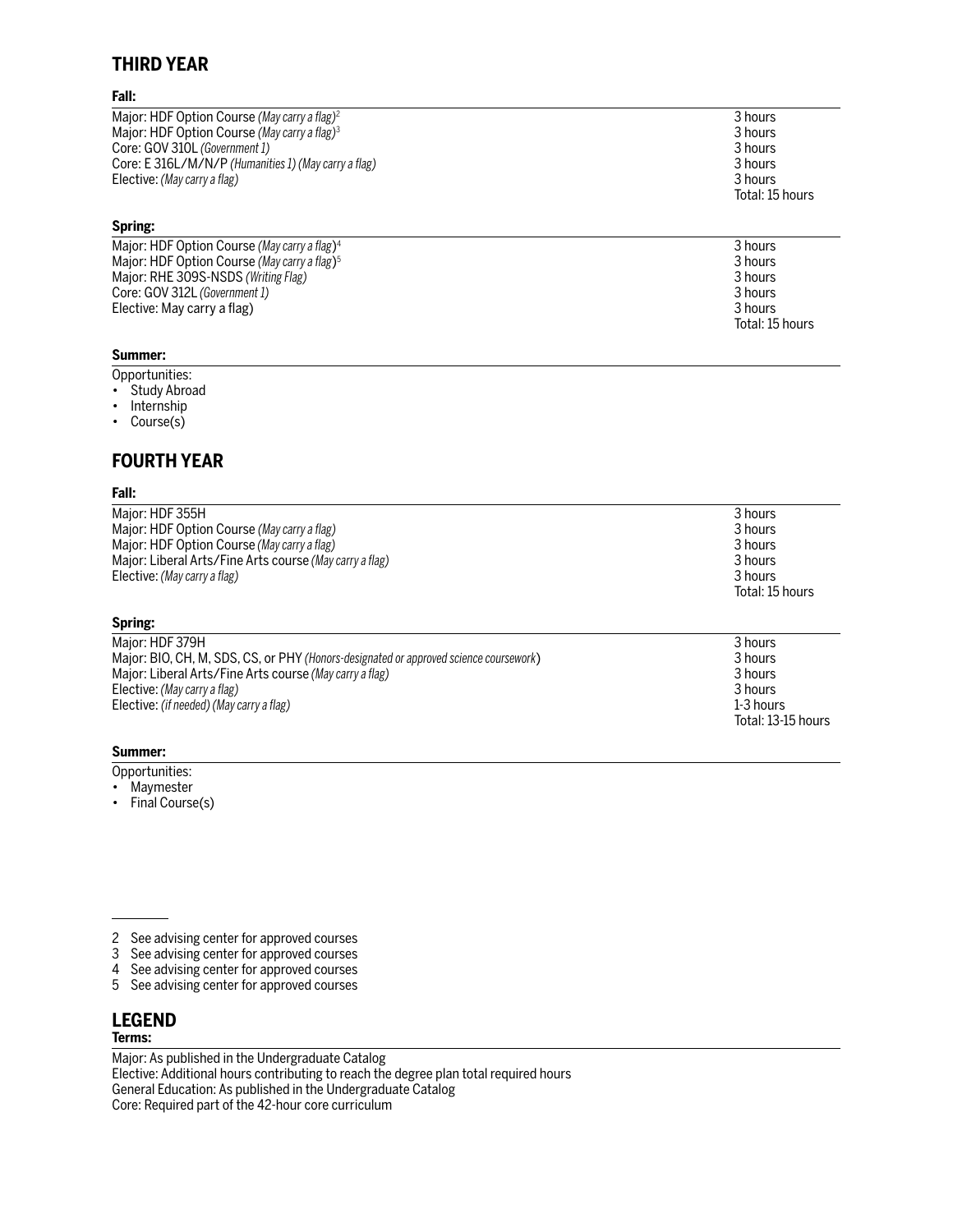## THIRD YEAR

**Fall:**

| | |
|---|---|
| Major: HDF Option Course *(May carry a flag)*[2] | 3 hours |
| Major: HDF Option Course *(May carry a flag)*[3] | 3 hours |
| Core: GOV 310L *(Government 1)* | 3 hours |
| Core: E 316L/M/N/P *(Humanities 1) (May carry a flag)* | 3 hours |
| Elective: *(May carry a flag)* | 3 hours |
| | Total: 15 hours |

**Spring:**

| | |
|---|---|
| Major: HDF Option Course *(May carry a flag)*[4] | 3 hours |
| Major: HDF Option Course *(May carry a flag)*[5] | 3 hours |
| Major: RHE 309S-NSDS *(Writing Flag)* | 3 hours |
| Core: GOV 312L *(Government 1)* | 3 hours |
| Elective: May carry a flag) | 3 hours |
| | Total: 15 hours |

**Summer:**

Opportunities:

- Study Abroad
- Internship
- Course(s)

## FOURTH YEAR

**Fall:**

| | |
|---|---|
| Major: HDF 355H | 3 hours |
| Major: HDF Option Course *(May carry a flag)* | 3 hours |
| Major: HDF Option Course *(May carry a flag)* | 3 hours |
| Major: Liberal Arts/Fine Arts course *(May carry a flag)* | 3 hours |
| Elective: *(May carry a flag)* | 3 hours |
| | Total: 15 hours |

**Spring:**

| | |
|---|---|
| Major: HDF 379H | 3 hours |
| Major: BIO, CH, M, SDS, CS, or PHY *(Honors-designated or approved science coursework)* | 3 hours |
| Major: Liberal Arts/Fine Arts course *(May carry a flag)* | 3 hours |
| Elective: *(May carry a flag)* | 3 hours |
| Elective: *(if needed) (May carry a flag)* | 1-3 hours |
| | Total: 13-15 hours |

**Summer:**

Opportunities:

- Maymester
- Final Course(s)

---

2 See advising center for approved courses
3 See advising center for approved courses
4 See advising center for approved courses
5 See advising center for approved courses

## LEGEND

**Terms:**

Major: As published in the Undergraduate Catalog
Elective: Additional hours contributing to reach the degree plan total required hours
General Education: As published in the Undergraduate Catalog
Core: Required part of the 42-hour core curriculum